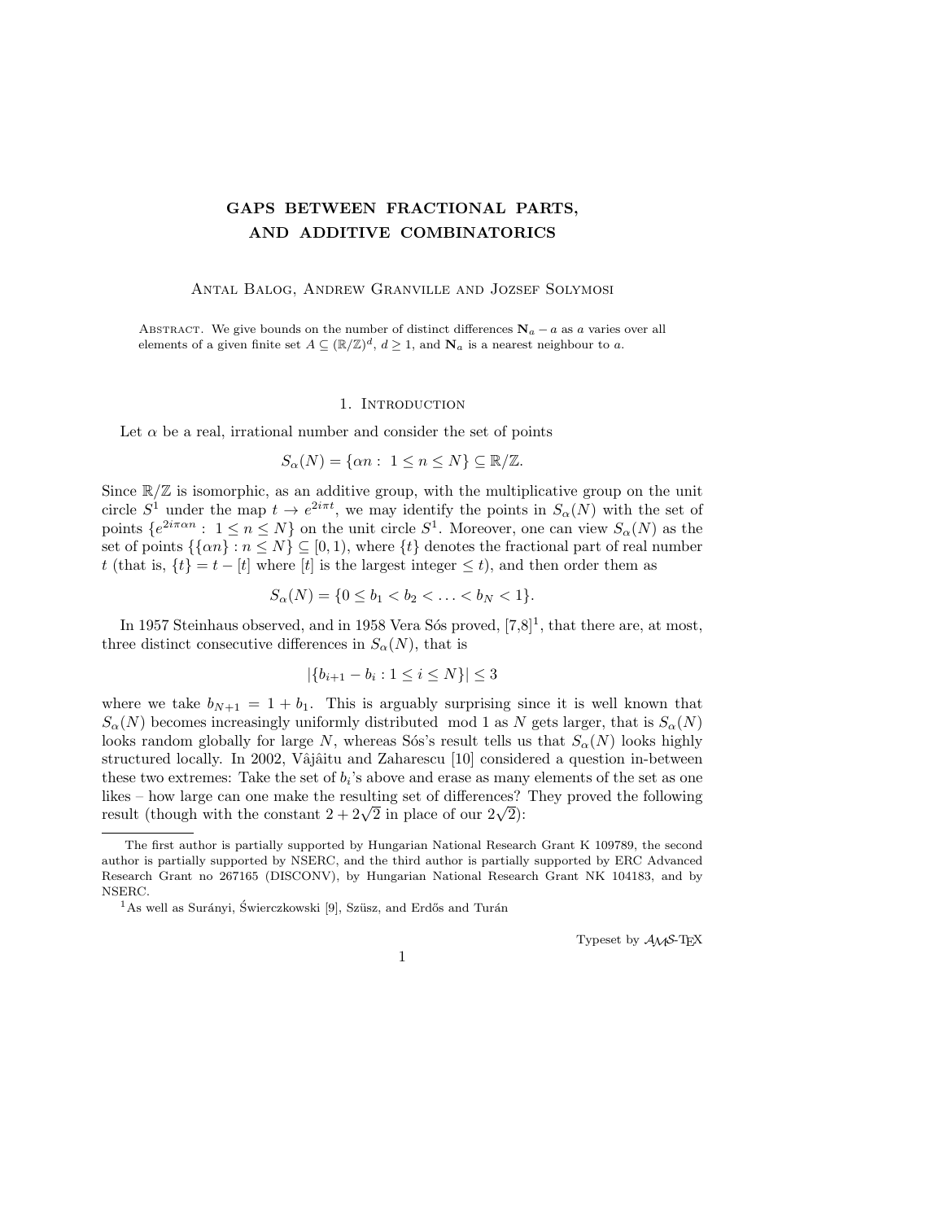# GAPS BETWEEN FRACTIONAL PARTS, AND ADDITIVE COMBINATORICS

Antal Balog, Andrew Granville and Jozsef Solymosi

Abstract. We give bounds on the number of distinct differences $\mathbf{N}_a - a$ as $a$ varies over all elements of a given finite set $A \subseteq (\mathbb{R}/\mathbb{Z})^d$, $d \geq 1$, and $\mathbf{N}_a$ is a nearest neighbour to $a$.

## 1. Introduction

Let $\alpha$ be a real, irrational number and consider the set of points

$$S_\alpha(N) = \{\alpha n : \ 1 \leq n \leq N\} \subseteq \mathbb{R}/\mathbb{Z}.$$

Since $\mathbb{R}/\mathbb{Z}$ is isomorphic, as an additive group, with the multiplicative group on the unit circle $S^1$ under the map $t \to e^{2i\pi t}$, we may identify the points in $S_\alpha(N)$ with the set of points $\{e^{2i\pi\alpha n} : \ 1 \leq n \leq N\}$ on the unit circle $S^1$. Moreover, one can view $S_\alpha(N)$ as the set of points $\{\{\alpha n\} : n \leq N\} \subseteq [0, 1)$, where $\{t\}$ denotes the fractional part of real number $t$ (that is, $\{t\} = t - [t]$ where $[t]$ is the largest integer $\leq t$), and then order them as

$$S_\alpha(N) = \{0 \leq b_1 < b_2 < \ldots < b_N < 1\}.$$

In 1957 Steinhaus observed, and in 1958 Vera Sós proved, [7,8][1], that there are, at most, three distinct consecutive differences in $S_\alpha(N)$, that is

$$|\{b_{i+1} - b_i : 1 \leq i \leq N\}| \leq 3$$

where we take $b_{N+1} = 1 + b_1$. This is arguably surprising since it is well known that $S_\alpha(N)$ becomes increasingly uniformly distributed mod 1 as $N$ gets larger, that is $S_\alpha(N)$ looks random globally for large $N$, whereas Sós's result tells us that $S_\alpha(N)$ looks highly structured locally. In 2002, Vâjâitu and Zaharescu [10] considered a question in-between these two extremes: Take the set of $b_i$'s above and erase as many elements of the set as one likes – how large can one make the resulting set of differences? They proved the following result (though with the constant $2 + 2\sqrt{2}$ in place of our $2\sqrt{2}$):

The first author is partially supported by Hungarian National Research Grant K 109789, the second author is partially supported by NSERC, and the third author is partially supported by ERC Advanced Research Grant no 267165 (DISCONV), by Hungarian National Research Grant NK 104183, and by NSERC.

[1] As well as Surányi, Świerczkowski [9], Szüsz, and Erdős and Turán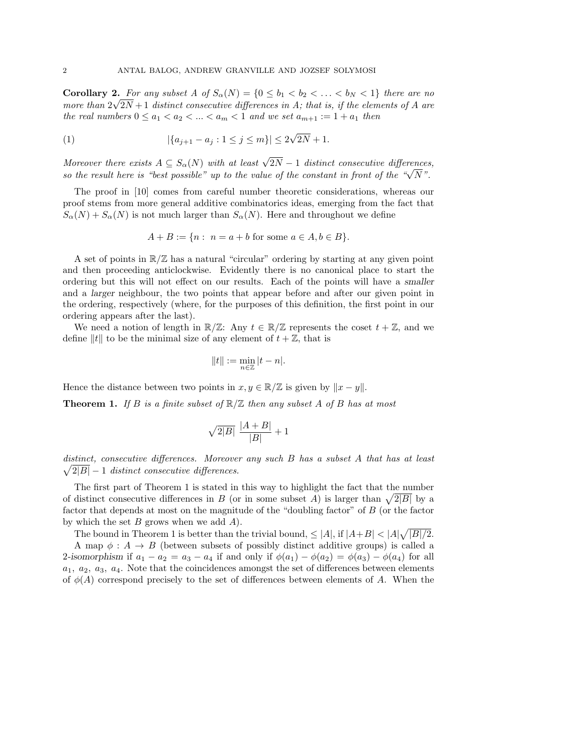**Corollary 2.** *For any subset $A$ of $S_\alpha(N) = \{0 \le b_1 < b_2 < \ldots < b_N < 1\}$ there are no more than $2\sqrt{2N}+1$ distinct consecutive differences in $A$; that is, if the elements of $A$ are the real numbers $0 \le a_1 < a_2 < \ldots < a_m < 1$ and we set $a_{m+1} := 1 + a_1$ then*

$$|\{a_{j+1} - a_j : 1 \le j \le m\}| \le 2\sqrt{2N} + 1. \tag{1}$$

*Moreover there exists $A \subseteq S_\alpha(N)$ with at least $\sqrt{2N} - 1$ distinct consecutive differences, so the result here is "best possible" up to the value of the constant in front of the "$\sqrt{N}$".*

The proof in [10] comes from careful number theoretic considerations, whereas our proof stems from more general additive combinatorics ideas, emerging from the fact that $S_\alpha(N) + S_\alpha(N)$ is not much larger than $S_\alpha(N)$. Here and throughout we define

$$A + B := \{n : \; n = a + b \text{ for some } a \in A, b \in B\}.$$

A set of points in $\mathbb{R}/\mathbb{Z}$ has a natural "circular" ordering by starting at any given point and then proceeding anticlockwise. Evidently there is no canonical place to start the ordering but this will not effect on our results. Each of the points will have a *smaller* and a *larger* neighbour, the two points that appear before and after our given point in the ordering, respectively (where, for the purposes of this definition, the first point in our ordering appears after the last).

We need a notion of length in $\mathbb{R}/\mathbb{Z}$: Any $t \in \mathbb{R}/\mathbb{Z}$ represents the coset $t + \mathbb{Z}$, and we define $\|t\|$ to be the minimal size of any element of $t + \mathbb{Z}$, that is

$$\|t\| := \min_{n \in \mathbb{Z}} |t - n|.$$

Hence the distance between two points in $x, y \in \mathbb{R}/\mathbb{Z}$ is given by $\|x - y\|$.

**Theorem 1.** *If $B$ is a finite subset of $\mathbb{R}/\mathbb{Z}$ then any subset $A$ of $B$ has at most*

$$\sqrt{2|B|}\; \frac{|A+B|}{|B|} + 1$$

*distinct, consecutive differences. Moreover any such $B$ has a subset $A$ that has at least $\sqrt{2|B|} - 1$ distinct consecutive differences.*

The first part of Theorem 1 is stated in this way to highlight the fact that the number of distinct consecutive differences in $B$ (or in some subset $A$) is larger than $\sqrt{2|B|}$ by a factor that depends at most on the magnitude of the "doubling factor" of $B$ (or the factor by which the set $B$ grows when we add $A$).

The bound in Theorem 1 is better than the trivial bound, $\le |A|$, if $|A+B| < |A|\sqrt{|B|/2}$.

A map $\phi : A \to B$ (between subsets of possibly distinct additive groups) is called a *2-isomorphism* if $a_1 - a_2 = a_3 - a_4$ if and only if $\phi(a_1) - \phi(a_2) = \phi(a_3) - \phi(a_4)$ for all $a_1, a_2, a_3, a_4$. Note that the coincidences amongst the set of differences between elements of $\phi(A)$ correspond precisely to the set of differences between elements of $A$. When the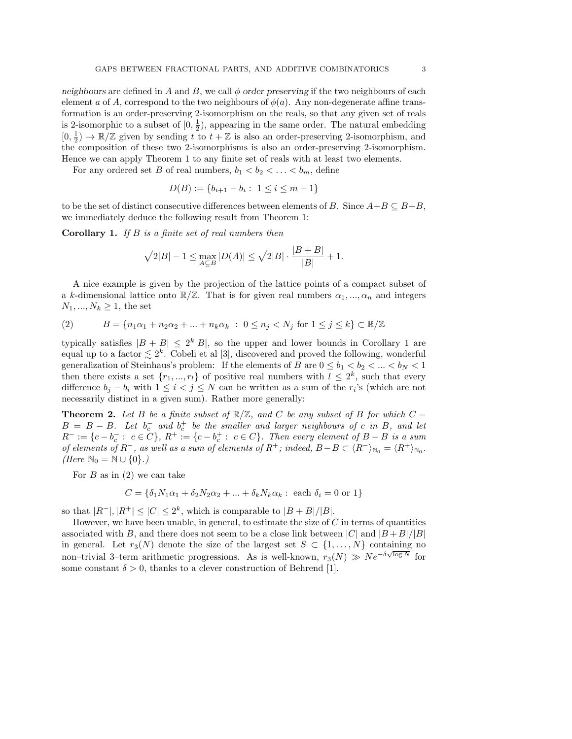*neighbours* are defined in $A$ and $B$, we call $\phi$ *order preserving* if the two neighbours of each element $a$ of $A$, correspond to the two neighbours of $\phi(a)$. Any non-degenerate affine transformation is an order-preserving 2-isomorphism on the reals, so that any given set of reals is 2-isomorphic to a subset of $[0, \frac{1}{2})$, appearing in the same order. The natural embedding $[0, \frac{1}{2}) \to \mathbb{R}/\mathbb{Z}$ given by sending $t$ to $t + \mathbb{Z}$ is also an order-preserving 2-isomorphism, and the composition of these two 2-isomorphisms is also an order-preserving 2-isomorphism. Hence we can apply Theorem 1 to any finite set of reals with at least two elements.

For any ordered set $B$ of real numbers, $b_1 < b_2 < \ldots < b_m$, define

$$D(B) := \{b_{i+1} - b_i : \ 1 \le i \le m-1\}$$

to be the set of distinct consecutive differences between elements of $B$. Since $A+B \subseteq B+B$, we immediately deduce the following result from Theorem 1:

**Corollary 1.** *If $B$ is a finite set of real numbers then*

$$\sqrt{2|B|} - 1 \le \max_{A \subseteq B} |D(A)| \le \sqrt{2|B|} \cdot \frac{|B+B|}{|B|} + 1.$$

A nice example is given by the projection of the lattice points of a compact subset of a $k$-dimensional lattice onto $\mathbb{R}/\mathbb{Z}$. That is for given real numbers $\alpha_1, ..., \alpha_n$ and integers $N_1, ..., N_k \ge 1$, the set

$$B = \{n_1\alpha_1 + n_2\alpha_2 + ... + n_k\alpha_k \ : \ 0 \le n_j < N_j \text{ for } 1 \le j \le k\} \subset \mathbb{R}/\mathbb{Z} \tag{2}$$

typically satisfies $|B + B| \le 2^k|B|$, so the upper and lower bounds in Corollary 1 are equal up to a factor $\lesssim 2^k$. Cobeli et al [3], discovered and proved the following, wonderful generalization of Steinhaus's problem: If the elements of $B$ are $0 \le b_1 < b_2 < ... < b_N < 1$ then there exists a set $\{r_1, ..., r_l\}$ of positive real numbers with $l \le 2^k$, such that every difference $b_j - b_i$ with $1 \le i < j \le N$ can be written as a sum of the $r_i$'s (which are not necessarily distinct in a given sum). Rather more generally:

**Theorem 2.** *Let $B$ be a finite subset of $\mathbb{R}/\mathbb{Z}$, and $C$ be any subset of $B$ for which $C - B = B - B$. Let $b_c^-$ and $b_c^+$ be the smaller and larger neighbours of $c$ in $B$, and let $R^- := \{c - b_c^- : \ c \in C\}$, $R^+ := \{c - b_c^+ : \ c \in C\}$. Then every element of $B - B$ is a sum of elements of $R^-$, as well as a sum of elements of $R^+$; indeed, $B - B \subset \langle R^- \rangle_{\mathbb{N}_0} = \langle R^+ \rangle_{\mathbb{N}_0}$. (Here $\mathbb{N}_0 = \mathbb{N} \cup \{0\}$.)*

For $B$ as in (2) we can take

$$C = \{\delta_1 N_1\alpha_1 + \delta_2 N_2\alpha_2 + ... + \delta_k N_k\alpha_k : \text{ each } \delta_i = 0 \text{ or } 1\}$$

so that $|R^-|, |R^+| \le |C| \le 2^k$, which is comparable to $|B + B|/|B|$.

However, we have been unable, in general, to estimate the size of $C$ in terms of quantities associated with $B$, and there does not seem to be a close link between $|C|$ and $|B+B|/|B|$ in general. Let $r_3(N)$ denote the size of the largest set $S \subset \{1, \ldots, N\}$ containing no non–trivial 3–term arithmetic progressions. As is well-known, $r_3(N) \gg Ne^{-\delta\sqrt{\log N}}$ for some constant $\delta > 0$, thanks to a clever construction of Behrend [1].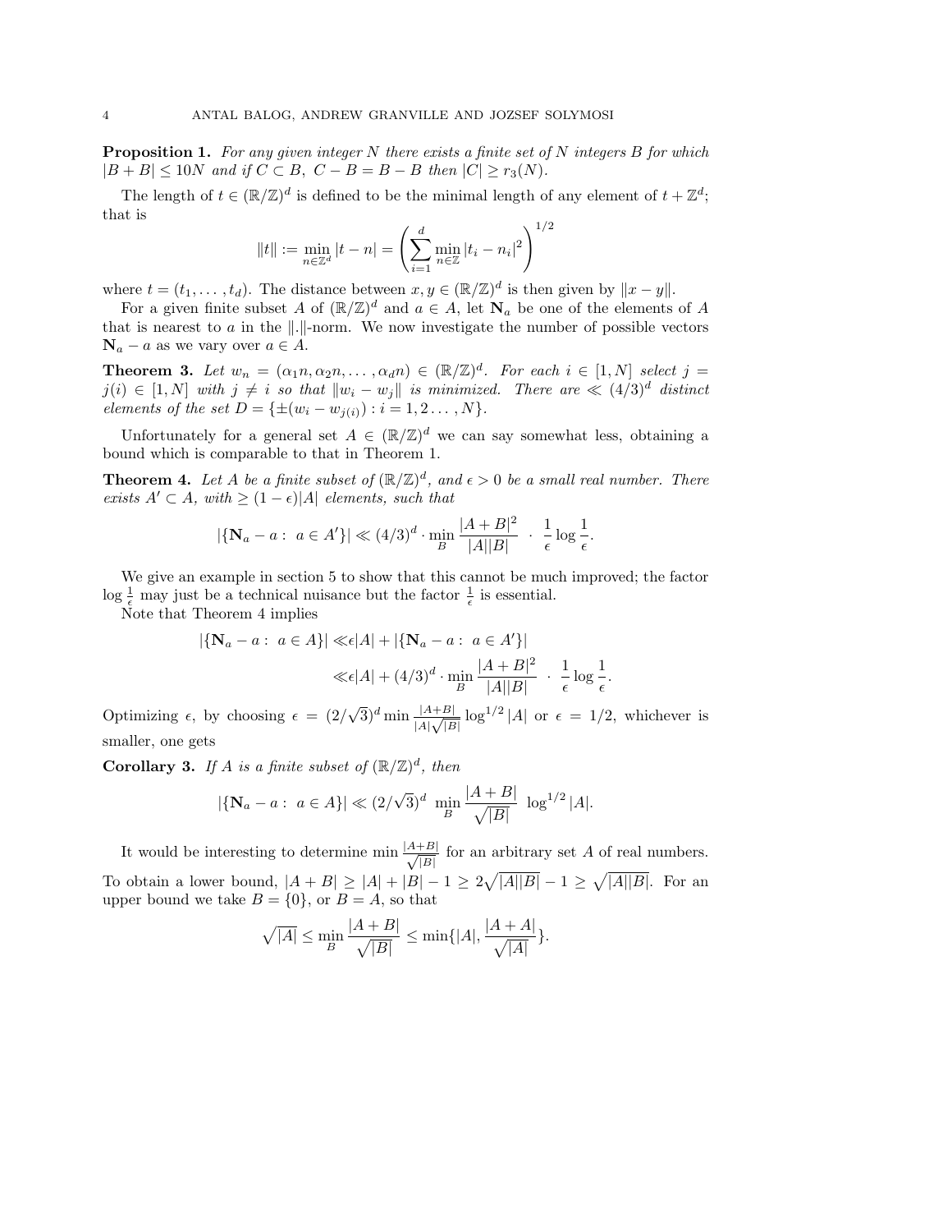**Proposition 1.** *For any given integer $N$ there exists a finite set of $N$ integers $B$ for which $|B+B| \le 10N$ and if $C \subset B$, $C - B = B - B$ then $|C| \ge r_3(N)$.*

The length of $t \in (\mathbb{R}/\mathbb{Z})^d$ is defined to be the minimal length of any element of $t + \mathbb{Z}^d$; that is

$$\|t\| := \min_{n \in \mathbb{Z}^d} |t - n| = \left( \sum_{i=1}^{d} \min_{n \in \mathbb{Z}} |t_i - n_i|^2 \right)^{1/2}$$

where $t = (t_1, \dots, t_d)$. The distance between $x, y \in (\mathbb{R}/\mathbb{Z})^d$ is then given by $\|x - y\|$.

For a given finite subset $A$ of $(\mathbb{R}/\mathbb{Z})^d$ and $a \in A$, let $\mathbf{N}_a$ be one of the elements of $A$ that is nearest to $a$ in the $\|.\|$-norm. We now investigate the number of possible vectors $\mathbf{N}_a - a$ as we vary over $a \in A$.

**Theorem 3.** *Let $w_n = (\alpha_1 n, \alpha_2 n, \dots, \alpha_d n) \in (\mathbb{R}/\mathbb{Z})^d$. For each $i \in [1, N]$ select $j = j(i) \in [1, N]$ with $j \ne i$ so that $\|w_i - w_j\|$ is minimized. There are $\ll (4/3)^d$ distinct elements of the set $D = \{\pm(w_i - w_{j(i)}) : i = 1, 2 \dots, N\}$.*

Unfortunately for a general set $A \in (\mathbb{R}/\mathbb{Z})^d$ we can say somewhat less, obtaining a bound which is comparable to that in Theorem 1.

**Theorem 4.** *Let $A$ be a finite subset of $(\mathbb{R}/\mathbb{Z})^d$, and $\epsilon > 0$ be a small real number. There exists $A' \subset A$, with $\ge (1 - \epsilon)|A|$ elements, such that*

$$|\{\mathbf{N}_a - a : \ a \in A'\}| \ll (4/3)^d \cdot \min_B \frac{|A+B|^2}{|A||B|} \ \cdot \ \frac{1}{\epsilon} \log \frac{1}{\epsilon}.$$

We give an example in section 5 to show that this cannot be much improved; the factor $\log \frac{1}{\epsilon}$ may just be a technical nuisance but the factor $\frac{1}{\epsilon}$ is essential.

Note that Theorem 4 implies

$$\begin{aligned}
|\{\mathbf{N}_a - a : \ a \in A\}| \ll & \epsilon|A| + |\{\mathbf{N}_a - a : \ a \in A'\}| \\
\ll & \epsilon|A| + (4/3)^d \cdot \min_B \frac{|A+B|^2}{|A||B|} \ \cdot \ \frac{1}{\epsilon} \log \frac{1}{\epsilon}.
\end{aligned}$$

Optimizing $\epsilon$, by choosing $\epsilon = (2/\sqrt{3})^d \min \frac{|A+B|}{|A|\sqrt{|B|}} \log^{1/2} |A|$ or $\epsilon = 1/2$, whichever is smaller, one gets

**Corollary 3.** *If $A$ is a finite subset of $(\mathbb{R}/\mathbb{Z})^d$, then*

$$|\{\mathbf{N}_a - a : \ a \in A\}| \ll (2/\sqrt{3})^d \ \min_B \frac{|A+B|}{\sqrt{|B|}} \ \log^{1/2} |A|.$$

It would be interesting to determine $\min \frac{|A+B|}{\sqrt{|B|}}$ for an arbitrary set $A$ of real numbers. To obtain a lower bound, $|A+B| \ge |A| + |B| - 1 \ge 2\sqrt{|A||B|} - 1 \ge \sqrt{|A||B|}$. For an upper bound we take $B = \{0\}$, or $B = A$, so that

$$\sqrt{|A|} \le \min_B \frac{|A+B|}{\sqrt{|B|}} \le \min\{|A|, \frac{|A+A|}{\sqrt{|A|}}\}.$$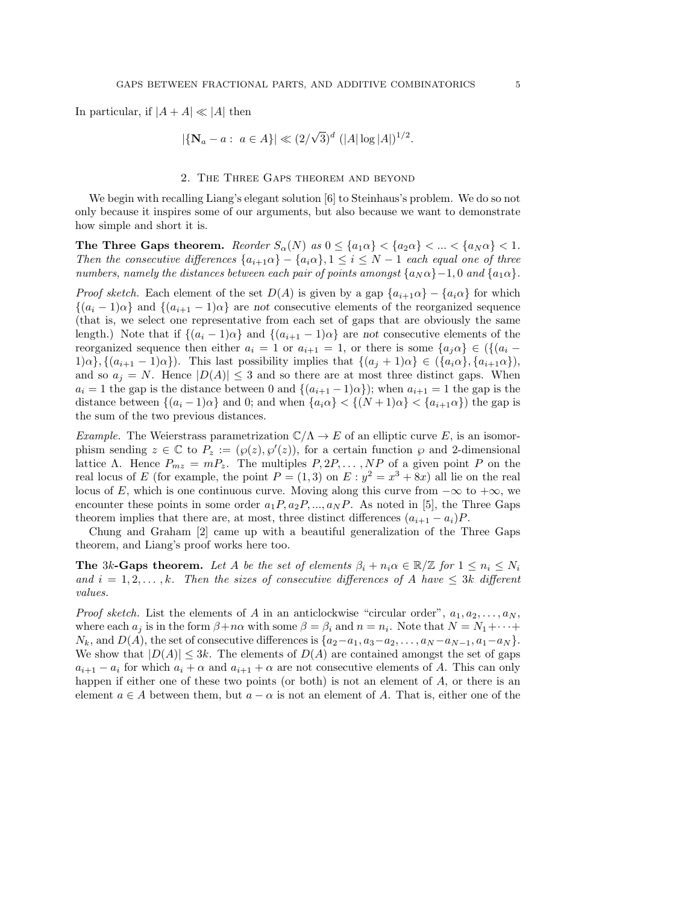In particular, if $|A+A| \ll |A|$ then

$$|\{\mathbf{N}_a - a :\ a \in A\}| \ll (2/\sqrt{3})^d\ (|A| \log |A|)^{1/2}.$$

## 2. The Three Gaps theorem and beyond

We begin with recalling Liang's elegant solution [6] to Steinhaus's problem. We do so not only because it inspires some of our arguments, but also because we want to demonstrate how simple and short it is.

**The Three Gaps theorem.** *Reorder $S_\alpha(N)$ as $0 \le \{a_1\alpha\} < \{a_2\alpha\} < ... < \{a_N\alpha\} < 1$. Then the consecutive differences $\{a_{i+1}\alpha\} - \{a_i\alpha\}, 1 \le i \le N-1$ each equal one of three numbers, namely the distances between each pair of points amongst $\{a_N\alpha\}-1, 0$ and $\{a_1\alpha\}$.*

*Proof sketch.* Each element of the set $D(A)$ is given by a gap $\{a_{i+1}\alpha\} - \{a_i\alpha\}$ for which $\{(a_i-1)\alpha\}$ and $\{(a_{i+1}-1)\alpha\}$ are *not* consecutive elements of the reorganized sequence (that is, we select one representative from each set of gaps that are obviously the same length.) Note that if $\{(a_i-1)\alpha\}$ and $\{(a_{i+1}-1)\alpha\}$ are *not* consecutive elements of the reorganized sequence then either $a_i = 1$ or $a_{i+1} = 1$, or there is some $\{a_j\alpha\} \in (\{(a_i - 1)\alpha\}, \{(a_{i+1}-1)\alpha\})$. This last possibility implies that $\{(a_j+1)\alpha\} \in (\{a_i\alpha\}, \{a_{i+1}\alpha\})$, and so $a_j = N$. Hence $|D(A)| \le 3$ and so there are at most three distinct gaps. When $a_i = 1$ the gap is the distance between 0 and $\{(a_{i+1}-1)\alpha\}$); when $a_{i+1} = 1$ the gap is the distance between $\{(a_i-1)\alpha\}$ and 0; and when $\{a_i\alpha\} < \{(N+1)\alpha\} < \{a_{i+1}\alpha\})$ the gap is the sum of the two previous distances.

*Example.* The Weierstrass parametrization $\mathbb{C}/\Lambda \to E$ of an elliptic curve $E$, is an isomorphism sending $z \in \mathbb{C}$ to $P_z := (\wp(z), \wp'(z))$, for a certain function $\wp$ and 2-dimensional lattice $\Lambda$. Hence $P_{mz} = mP_z$. The multiples $P, 2P, \ldots, NP$ of a given point $P$ on the real locus of $E$ (for example, the point $P = (1,3)$ on $E : y^2 = x^3 + 8x$) all lie on the real locus of $E$, which is one continuous curve. Moving along this curve from $-\infty$ to $+\infty$, we encounter these points in some order $a_1P, a_2P, ..., a_NP$. As noted in [5], the Three Gaps theorem implies that there are, at most, three distinct differences $(a_{i+1} - a_i)P$.

Chung and Graham [2] came up with a beautiful generalization of the Three Gaps theorem, and Liang's proof works here too.

**The 3$k$-Gaps theorem.** *Let $A$ be the set of elements $\beta_i + n_i\alpha \in \mathbb{R}/\mathbb{Z}$ for $1 \le n_i \le N_i$ and $i = 1, 2, \ldots, k$. Then the sizes of consecutive differences of $A$ have $\le 3k$ different values.*

*Proof sketch.* List the elements of $A$ in an anticlockwise "circular order", $a_1, a_2, \ldots, a_N$, where each $a_j$ is in the form $\beta + n\alpha$ with some $\beta = \beta_i$ and $n = n_i$. Note that $N = N_1 + \cdots + N_k$, and $D(A)$, the set of consecutive differences is $\{a_2 - a_1, a_3 - a_2, \ldots, a_N - a_{N-1}, a_1 - a_N\}$. We show that $|D(A)| \le 3k$. The elements of $D(A)$ are contained amongst the set of gaps $a_{i+1} - a_i$ for which $a_i + \alpha$ and $a_{i+1} + \alpha$ are not consecutive elements of $A$. This can only happen if either one of these two points (or both) is not an element of $A$, or there is an element $a \in A$ between them, but $a - \alpha$ is not an element of $A$. That is, either one of the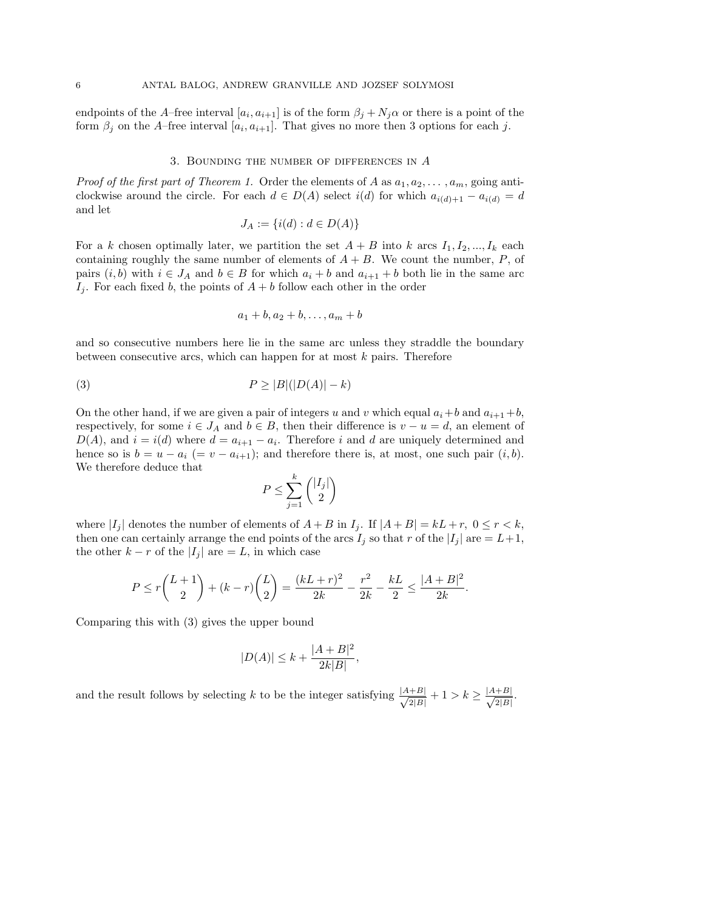endpoints of the $A$–free interval $[a_i, a_{i+1}]$ is of the form $\beta_j + N_j\alpha$ or there is a point of the form $\beta_j$ on the $A$–free interval $[a_i, a_{i+1}]$. That gives no more then 3 options for each $j$.

## 3. Bounding the number of differences in $A$

*Proof of the first part of Theorem 1.* Order the elements of $A$ as $a_1, a_2, \ldots, a_m$, going anticlockwise around the circle. For each $d \in D(A)$ select $i(d)$ for which $a_{i(d)+1} - a_{i(d)} = d$ and let

$$J_A := \{i(d) : d \in D(A)\}$$

For a $k$ chosen optimally later, we partition the set $A + B$ into $k$ arcs $I_1, I_2, ..., I_k$ each containing roughly the same number of elements of $A + B$. We count the number, $P$, of pairs $(i, b)$ with $i \in J_A$ and $b \in B$ for which $a_i + b$ and $a_{i+1} + b$ both lie in the same arc $I_j$. For each fixed $b$, the points of $A + b$ follow each other in the order

$$a_1 + b, a_2 + b, \ldots, a_m + b$$

and so consecutive numbers here lie in the same arc unless they straddle the boundary between consecutive arcs, which can happen for at most $k$ pairs. Therefore

$$P \geq |B|(|D(A)| - k) \tag{3}$$

On the other hand, if we are given a pair of integers $u$ and $v$ which equal $a_i + b$ and $a_{i+1} + b$, respectively, for some $i \in J_A$ and $b \in B$, then their difference is $v - u = d$, an element of $D(A)$, and $i = i(d)$ where $d = a_{i+1} - a_i$. Therefore $i$ and $d$ are uniquely determined and hence so is $b = u - a_i$ $(= v - a_{i+1})$; and therefore there is, at most, one such pair $(i, b)$. We therefore deduce that

$$P \leq \sum_{j=1}^{k} \binom{|I_j|}{2}$$

where $|I_j|$ denotes the number of elements of $A + B$ in $I_j$. If $|A + B| = kL + r$, $0 \leq r < k$, then one can certainly arrange the end points of the arcs $I_j$ so that $r$ of the $|I_j|$ are $= L+1$, the other $k - r$ of the $|I_j|$ are $= L$, in which case

$$P \leq r\binom{L+1}{2} + (k-r)\binom{L}{2} = \frac{(kL+r)^2}{2k} - \frac{r^2}{2k} - \frac{kL}{2} \leq \frac{|A+B|^2}{2k}.$$

Comparing this with (3) gives the upper bound

$$|D(A)| \leq k + \frac{|A+B|^2}{2k|B|},$$

and the result follows by selecting $k$ to be the integer satisfying $\frac{|A+B|}{\sqrt{2|B|}} + 1 > k \geq \frac{|A+B|}{\sqrt{2|B|}}$.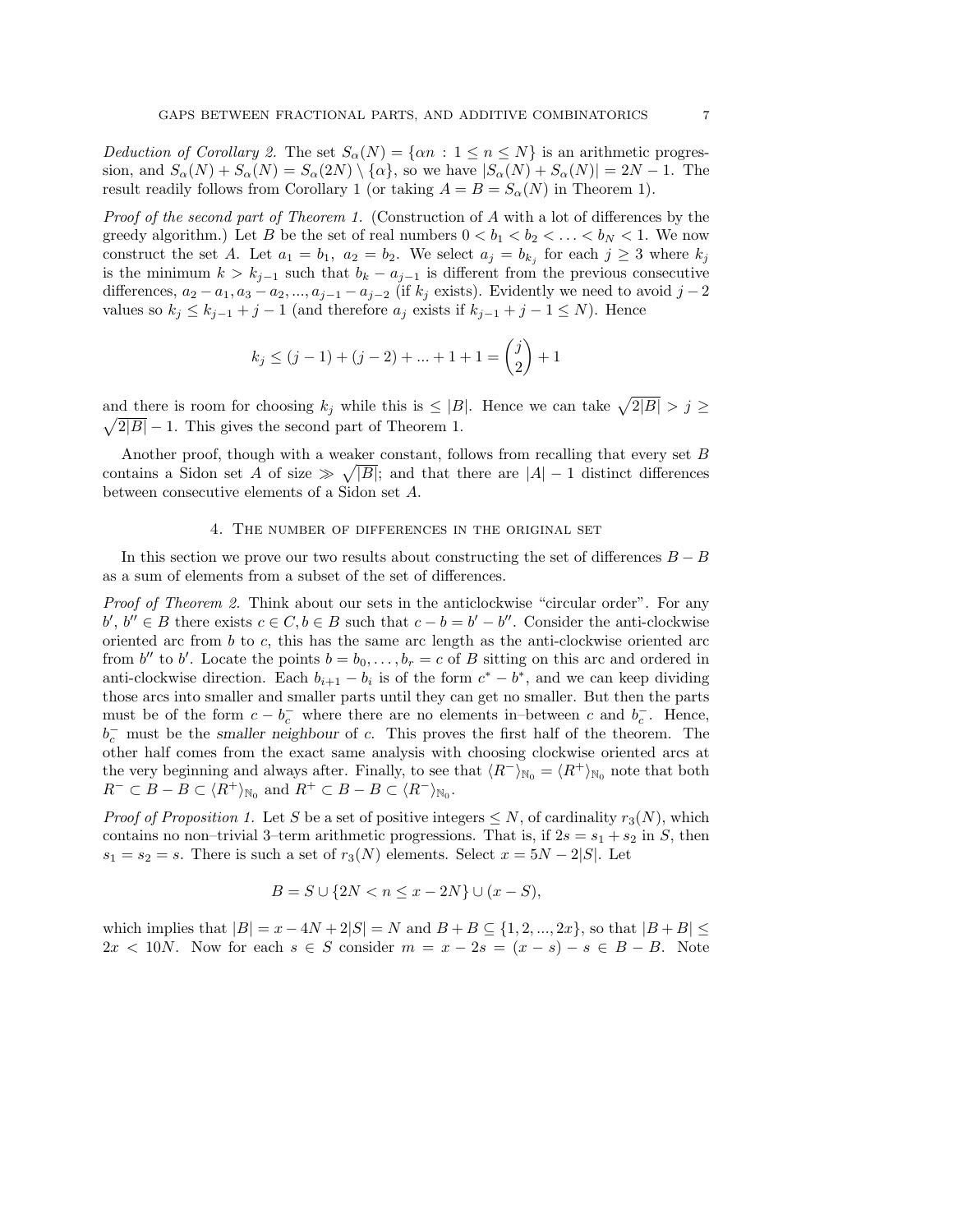*Deduction of Corollary 2.* The set $S_\alpha(N) = \{\alpha n : 1 \le n \le N\}$ is an arithmetic progression, and $S_\alpha(N) + S_\alpha(N) = S_\alpha(2N) \setminus \{\alpha\}$, so we have $|S_\alpha(N) + S_\alpha(N)| = 2N - 1$. The result readily follows from Corollary 1 (or taking $A = B = S_\alpha(N)$ in Theorem 1).

*Proof of the second part of Theorem 1.* (Construction of $A$ with a lot of differences by the greedy algorithm.) Let $B$ be the set of real numbers $0 < b_1 < b_2 < \ldots < b_N < 1$. We now construct the set $A$. Let $a_1 = b_1,\ a_2 = b_2$. We select $a_j = b_{k_j}$ for each $j \ge 3$ where $k_j$ is the minimum $k > k_{j-1}$ such that $b_k - a_{j-1}$ is different from the previous consecutive differences, $a_2 - a_1, a_3 - a_2, ..., a_{j-1} - a_{j-2}$ (if $k_j$ exists). Evidently we need to avoid $j-2$ values so $k_j \le k_{j-1} + j - 1$ (and therefore $a_j$ exists if $k_{j-1} + j - 1 \le N$). Hence

$$k_j \le (j-1) + (j-2) + ... + 1 + 1 = \binom{j}{2} + 1$$

and there is room for choosing $k_j$ while this is $\le |B|$. Hence we can take $\sqrt{2|B|} > j \ge \sqrt{2|B|} - 1$. This gives the second part of Theorem 1.

Another proof, though with a weaker constant, follows from recalling that every set $B$ contains a Sidon set $A$ of size $\gg \sqrt{|B|}$; and that there are $|A| - 1$ distinct differences between consecutive elements of a Sidon set $A$.

## 4. The number of differences in the original set

In this section we prove our two results about constructing the set of differences $B - B$ as a sum of elements from a subset of the set of differences.

*Proof of Theorem 2.* Think about our sets in the anticlockwise "circular order". For any $b',\ b'' \in B$ there exists $c \in C, b \in B$ such that $c - b = b' - b''$. Consider the anti-clockwise oriented arc from $b$ to $c$, this has the same arc length as the anti-clockwise oriented arc from $b''$ to $b'$. Locate the points $b = b_0, \ldots, b_r = c$ of $B$ sitting on this arc and ordered in anti-clockwise direction. Each $b_{i+1} - b_i$ is of the form $c^* - b^*$, and we can keep dividing those arcs into smaller and smaller parts until they can get no smaller. But then the parts must be of the form $c - b_c^-$ where there are no elements in–between $c$ and $b_c^-$. Hence, $b_c^-$ must be the *smaller neighbour* of $c$. This proves the first half of the theorem. The other half comes from the exact same analysis with choosing clockwise oriented arcs at the very beginning and always after. Finally, to see that $\langle R^- \rangle_{\mathbb{N}_0} = \langle R^+ \rangle_{\mathbb{N}_0}$ note that both $R^- \subset B - B \subset \langle R^+ \rangle_{\mathbb{N}_0}$ and $R^+ \subset B - B \subset \langle R^- \rangle_{\mathbb{N}_0}$.

*Proof of Proposition 1.* Let $S$ be a set of positive integers $\le N$, of cardinality $r_3(N)$, which contains no non–trivial 3–term arithmetic progressions. That is, if $2s = s_1 + s_2$ in $S$, then $s_1 = s_2 = s$. There is such a set of $r_3(N)$ elements. Select $x = 5N - 2|S|$. Let

$$B = S \cup \{2N < n \le x - 2N\} \cup (x - S),$$

which implies that $|B| = x - 4N + 2|S| = N$ and $B + B \subseteq \{1, 2, ..., 2x\}$, so that $|B + B| \le 2x < 10N$. Now for each $s \in S$ consider $m = x - 2s = (x - s) - s \in B - B$. Note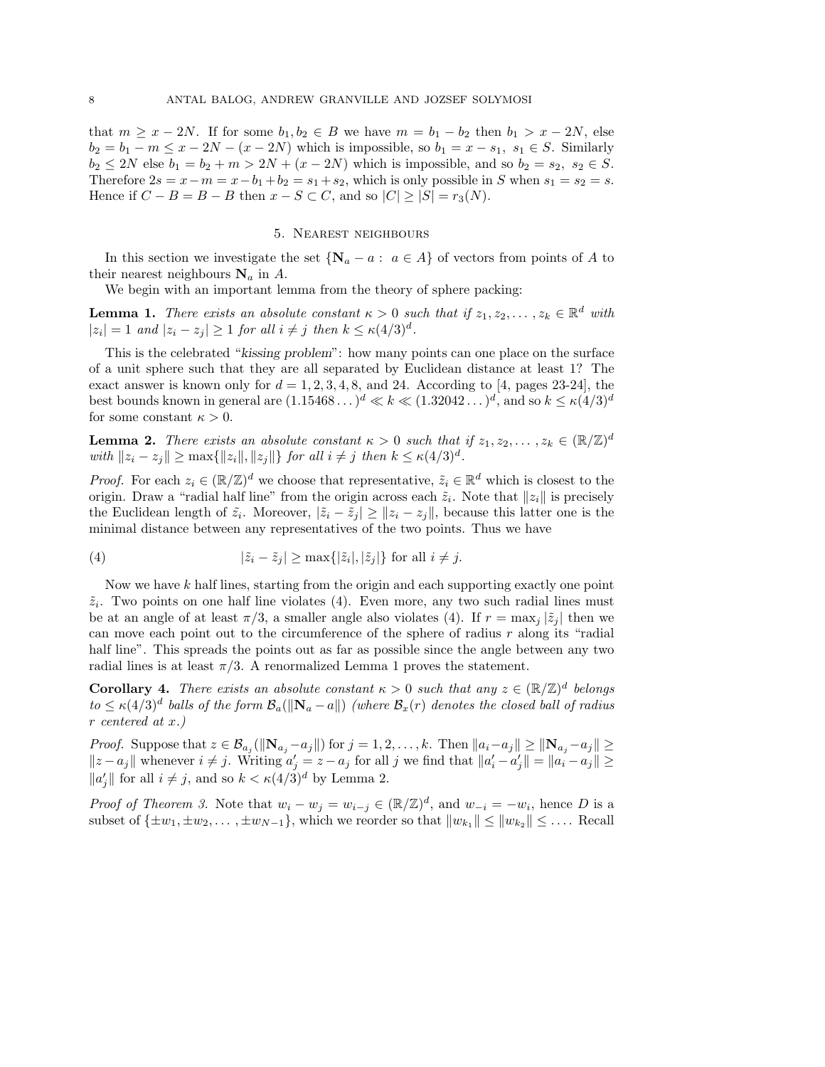that $m \geq x - 2N$. If for some $b_1, b_2 \in B$ we have $m = b_1 - b_2$ then $b_1 > x - 2N$, else $b_2 = b_1 - m \leq x - 2N - (x - 2N)$ which is impossible, so $b_1 = x - s_1$, $s_1 \in S$. Similarly $b_2 \leq 2N$ else $b_1 = b_2 + m > 2N + (x - 2N)$ which is impossible, and so $b_2 = s_2$, $s_2 \in S$. Therefore $2s = x - m = x - b_1 + b_2 = s_1 + s_2$, which is only possible in $S$ when $s_1 = s_2 = s$. Hence if $C - B = B - B$ then $x - S \subset C$, and so $|C| \geq |S| = r_3(N)$.

## 5. Nearest neighbours

In this section we investigate the set $\{\mathbf{N}_a - a : a \in A\}$ of vectors from points of $A$ to their nearest neighbours $\mathbf{N}_a$ in $A$.

We begin with an important lemma from the theory of sphere packing:

**Lemma 1.** *There exists an absolute constant $\kappa > 0$ such that if $z_1, z_2, \ldots, z_k \in \mathbb{R}^d$ with $|z_i| = 1$ and $|z_i - z_j| \geq 1$ for all $i \neq j$ then $k \leq \kappa(4/3)^d$.*

This is the celebrated "*kissing problem*": how many points can one place on the surface of a unit sphere such that they are all separated by Euclidean distance at least 1? The exact answer is known only for $d = 1, 2, 3, 4, 8$, and 24. According to [4, pages 23-24], the best bounds known in general are $(1.15468\ldots)^d \ll k \ll (1.32042\ldots)^d$, and so $k \leq \kappa(4/3)^d$ for some constant $\kappa > 0$.

**Lemma 2.** *There exists an absolute constant $\kappa > 0$ such that if $z_1, z_2, \ldots, z_k \in (\mathbb{R}/\mathbb{Z})^d$ with $\|z_i - z_j\| \geq \max\{\|z_i\|, \|z_j\|\}$ for all $i \neq j$ then $k \leq \kappa(4/3)^d$.*

*Proof.* For each $z_i \in (\mathbb{R}/\mathbb{Z})^d$ we choose that representative, $\tilde{z}_i \in \mathbb{R}^d$ which is closest to the origin. Draw a "radial half line" from the origin across each $\tilde{z}_i$. Note that $\|z_i\|$ is precisely the Euclidean length of $\tilde{z}_i$. Moreover, $|\tilde{z}_i - \tilde{z}_j| \geq \|z_i - z_j\|$, because this latter one is the minimal distance between any representatives of the two points. Thus we have

$$|\tilde{z}_i - \tilde{z}_j| \geq \max\{|\tilde{z}_i|, |\tilde{z}_j|\} \text{ for all } i \neq j. \tag{4}$$

Now we have $k$ half lines, starting from the origin and each supporting exactly one point $\tilde{z}_i$. Two points on one half line violates (4). Even more, any two such radial lines must be at an angle of at least $\pi/3$, a smaller angle also violates (4). If $r = \max_j |\tilde{z}_j|$ then we can move each point out to the circumference of the sphere of radius $r$ along its "radial half line". This spreads the points out as far as possible since the angle between any two radial lines is at least $\pi/3$. A renormalized Lemma 1 proves the statement.

**Corollary 4.** *There exists an absolute constant $\kappa > 0$ such that any $z \in (\mathbb{R}/\mathbb{Z})^d$ belongs to $\leq \kappa(4/3)^d$ balls of the form $\mathcal{B}_a(\|\mathbf{N}_a - a\|)$ (where $\mathcal{B}_x(r)$ denotes the closed ball of radius $r$ centered at $x$.)*

*Proof.* Suppose that $z \in \mathcal{B}_{a_j}(\|\mathbf{N}_{a_j} - a_j\|)$ for $j = 1, 2, \ldots, k$. Then $\|a_i - a_j\| \geq \|\mathbf{N}_{a_j} - a_j\| \geq \|z - a_j\|$ whenever $i \neq j$. Writing $a'_j = z - a_j$ for all $j$ we find that $\|a'_i - a'_j\| = \|a_i - a_j\| \geq \|a'_j\|$ for all $i \neq j$, and so $k < \kappa(4/3)^d$ by Lemma 2.

*Proof of Theorem 3.* Note that $w_i - w_j = w_{i-j} \in (\mathbb{R}/\mathbb{Z})^d$, and $w_{-i} = -w_i$, hence $D$ is a subset of $\{\pm w_1, \pm w_2, \ldots, \pm w_{N-1}\}$, which we reorder so that $\|w_{k_1}\| \leq \|w_{k_2}\| \leq \ldots$. Recall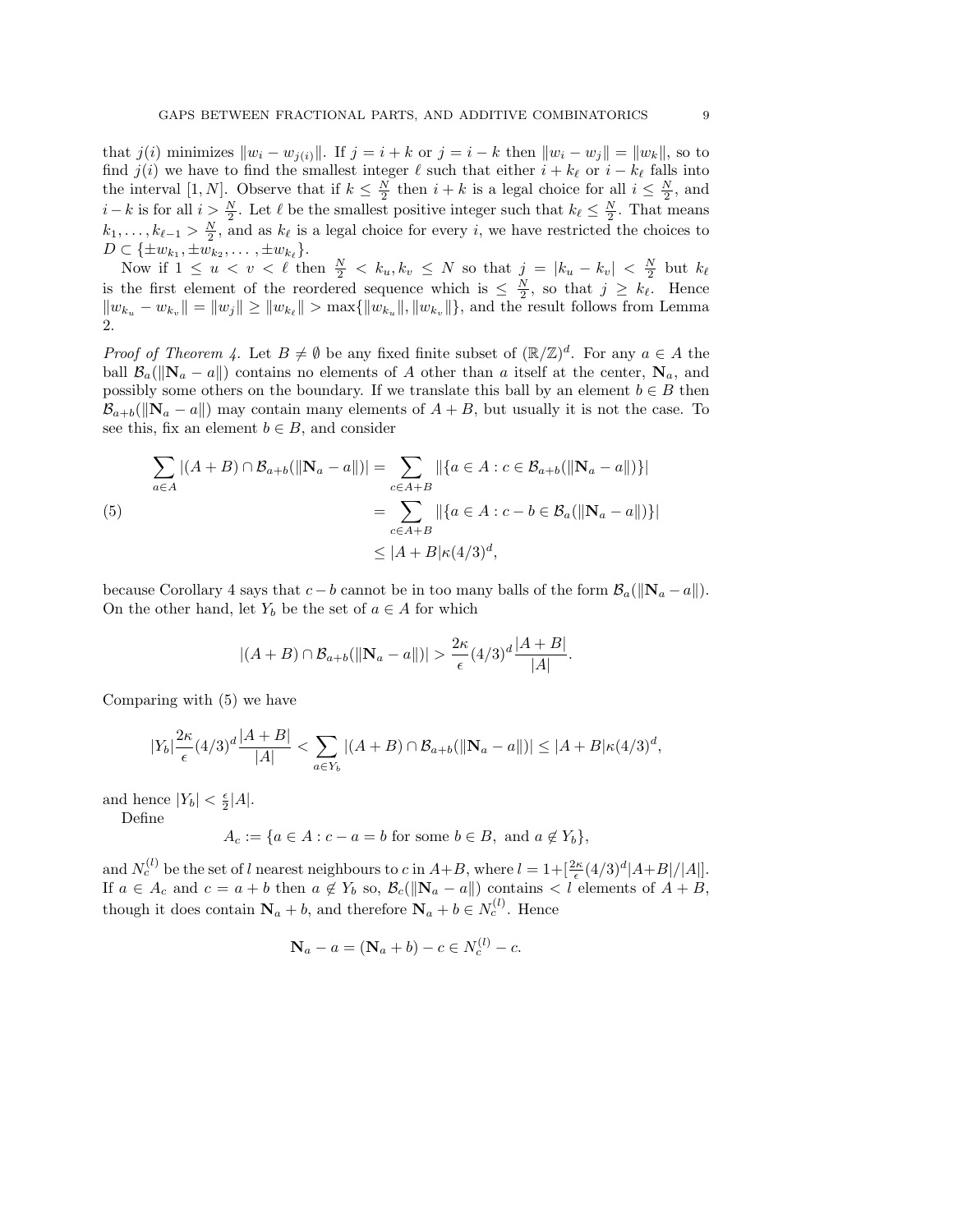that $j(i)$ minimizes $\|w_i - w_{j(i)}\|$. If $j = i + k$ or $j = i - k$ then $\|w_i - w_j\| = \|w_k\|$, so to find $j(i)$ we have to find the smallest integer $\ell$ such that either $i + k_\ell$ or $i - k_\ell$ falls into the interval $[1, N]$. Observe that if $k \le \frac{N}{2}$ then $i + k$ is a legal choice for all $i \le \frac{N}{2}$, and $i - k$ is for all $i > \frac{N}{2}$. Let $\ell$ be the smallest positive integer such that $k_\ell \le \frac{N}{2}$. That means $k_1, \ldots, k_{\ell-1} > \frac{N}{2}$, and as $k_\ell$ is a legal choice for every $i$, we have restricted the choices to $D \subset \{\pm w_{k_1}, \pm w_{k_2}, \ldots, \pm w_{k_\ell}\}$.

Now if $1 \le u < v < \ell$ then $\frac{N}{2} < k_u, k_v \le N$ so that $j = |k_u - k_v| < \frac{N}{2}$ but $k_\ell$ is the first element of the reordered sequence which is $\le \frac{N}{2}$, so that $j \ge k_\ell$. Hence $\|w_{k_u} - w_{k_v}\| = \|w_j\| \ge \|w_{k_\ell}\| > \max\{\|w_{k_u}\|, \|w_{k_v}\|\}$, and the result follows from Lemma 2.

*Proof of Theorem 4.* Let $B \ne \emptyset$ be any fixed finite subset of $(\mathbb{R}/\mathbb{Z})^d$. For any $a \in A$ the ball $\mathcal{B}_a(\|\mathbf{N}_a - a\|)$ contains no elements of $A$ other than $a$ itself at the center, $\mathbf{N}_a$, and possibly some others on the boundary. If we translate this ball by an element $b \in B$ then $\mathcal{B}_{a+b}(\|\mathbf{N}_a - a\|)$ may contain many elements of $A + B$, but usually it is not the case. To see this, fix an element $b \in B$, and consider

$$
\begin{aligned}
\sum_{a \in A} |(A + B) \cap \mathcal{B}_{a+b}(\|\mathbf{N}_a - a\|)| &= \sum_{c \in A+B} |\{a \in A : c \in \mathcal{B}_{a+b}(\|\mathbf{N}_a - a\|)\}| \\
&= \sum_{c \in A+B} |\{a \in A : c - b \in \mathcal{B}_a(\|\mathbf{N}_a - a\|)\}| \qquad (5)\\
&\le |A + B| \kappa (4/3)^d,
\end{aligned}
$$

because Corollary 4 says that $c - b$ cannot be in too many balls of the form $\mathcal{B}_a(\|\mathbf{N}_a - a\|)$. On the other hand, let $Y_b$ be the set of $a \in A$ for which

$$
|(A + B) \cap \mathcal{B}_{a+b}(\|\mathbf{N}_a - a\|)| > \frac{2\kappa}{\epsilon}(4/3)^d \frac{|A + B|}{|A|}.
$$

Comparing with (5) we have

$$
|Y_b| \frac{2\kappa}{\epsilon}(4/3)^d \frac{|A + B|}{|A|} < \sum_{a \in Y_b} |(A + B) \cap \mathcal{B}_{a+b}(\|\mathbf{N}_a - a\|)| \le |A + B| \kappa (4/3)^d,
$$

and hence $|Y_b| < \frac{\epsilon}{2}|A|$.

Define

$$
A_c := \{a \in A : c - a = b \text{ for some } b \in B, \text{ and } a \notin Y_b\},
$$

and $N_c^{(l)}$ be the set of $l$ nearest neighbours to $c$ in $A+B$, where $l = 1 + [\frac{2\kappa}{\epsilon}(4/3)^d |A+B|/|A|]$. If $a \in A_c$ and $c = a + b$ then $a \notin Y_b$ so, $\mathcal{B}_c(\|\mathbf{N}_a - a\|)$ contains $< l$ elements of $A + B$, though it does contain $\mathbf{N}_a + b$, and therefore $\mathbf{N}_a + b \in N_c^{(l)}$. Hence

$$
\mathbf{N}_a - a = (\mathbf{N}_a + b) - c \in N_c^{(l)} - c.
$$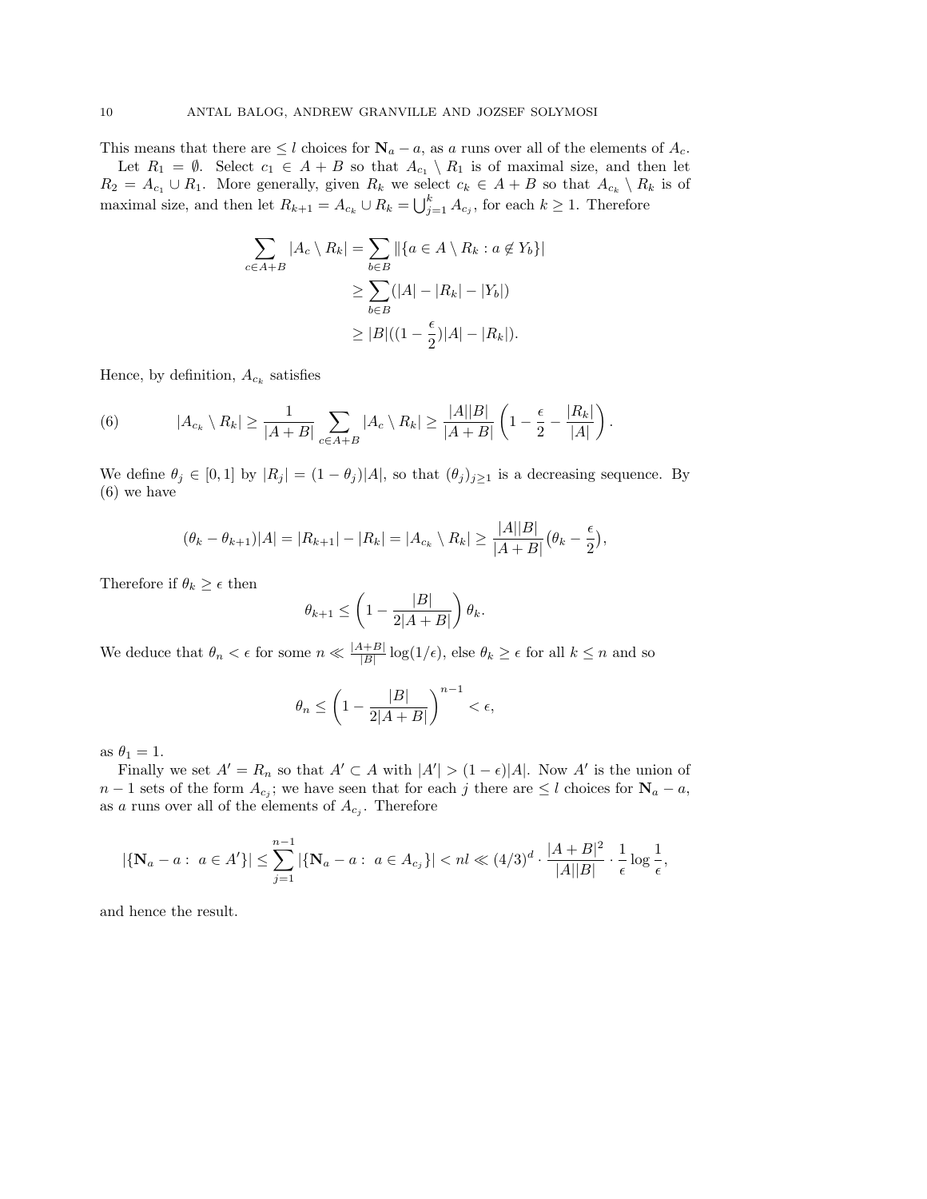This means that there are $\leq l$ choices for $\mathbf{N}_a - a$, as $a$ runs over all of the elements of $A_c$.

Let $R_1 = \emptyset$. Select $c_1 \in A + B$ so that $A_{c_1} \setminus R_1$ is of maximal size, and then let $R_2 = A_{c_1} \cup R_1$. More generally, given $R_k$ we select $c_k \in A + B$ so that $A_{c_k} \setminus R_k$ is of maximal size, and then let $R_{k+1} = A_{c_k} \cup R_k = \bigcup_{j=1}^{k} A_{c_j}$, for each $k \geq 1$. Therefore

$$
\begin{aligned}
\sum_{c \in A+B} |A_c \setminus R_k| &= \sum_{b \in B} \|\{a \in A \setminus R_k : a \notin Y_b\}| \\
&\geq \sum_{b \in B} (|A| - |R_k| - |Y_b|) \\
&\geq |B|((1 - \frac{\epsilon}{2})|A| - |R_k|).
\end{aligned}
$$

Hence, by definition, $A_{c_k}$ satisfies

$$
|A_{c_k} \setminus R_k| \geq \frac{1}{|A+B|} \sum_{c \in A+B} |A_c \setminus R_k| \geq \frac{|A||B|}{|A+B|} \left(1 - \frac{\epsilon}{2} - \frac{|R_k|}{|A|}\right). \tag{6}
$$

We define $\theta_j \in [0, 1]$ by $|R_j| = (1 - \theta_j)|A|$, so that $(\theta_j)_{j \geq 1}$ is a decreasing sequence. By (6) we have

$$
(\theta_k - \theta_{k+1})|A| = |R_{k+1}| - |R_k| = |A_{c_k} \setminus R_k| \geq \frac{|A||B|}{|A+B|}\big(\theta_k - \frac{\epsilon}{2}\big),
$$

Therefore if $\theta_k \geq \epsilon$ then

$$
\theta_{k+1} \leq \left(1 - \frac{|B|}{2|A+B|}\right) \theta_k.
$$

We deduce that $\theta_n < \epsilon$ for some $n \ll \frac{|A+B|}{|B|} \log(1/\epsilon)$, else $\theta_k \geq \epsilon$ for all $k \leq n$ and so

$$
\theta_n \leq \left(1 - \frac{|B|}{2|A+B|}\right)^{n-1} < \epsilon,
$$

as $\theta_1 = 1$.

Finally we set $A' = R_n$ so that $A' \subset A$ with $|A'| > (1 - \epsilon)|A|$. Now $A'$ is the union of $n - 1$ sets of the form $A_{c_j}$; we have seen that for each $j$ there are $\leq l$ choices for $\mathbf{N}_a - a$, as $a$ runs over all of the elements of $A_{c_j}$. Therefore

$$
|\{\mathbf{N}_a - a : \ a \in A'\}| \leq \sum_{j=1}^{n-1} |\{\mathbf{N}_a - a : \ a \in A_{c_j}\}| < nl \ll (4/3)^d \cdot \frac{|A+B|^2}{|A||B|} \cdot \frac{1}{\epsilon} \log \frac{1}{\epsilon},
$$

and hence the result.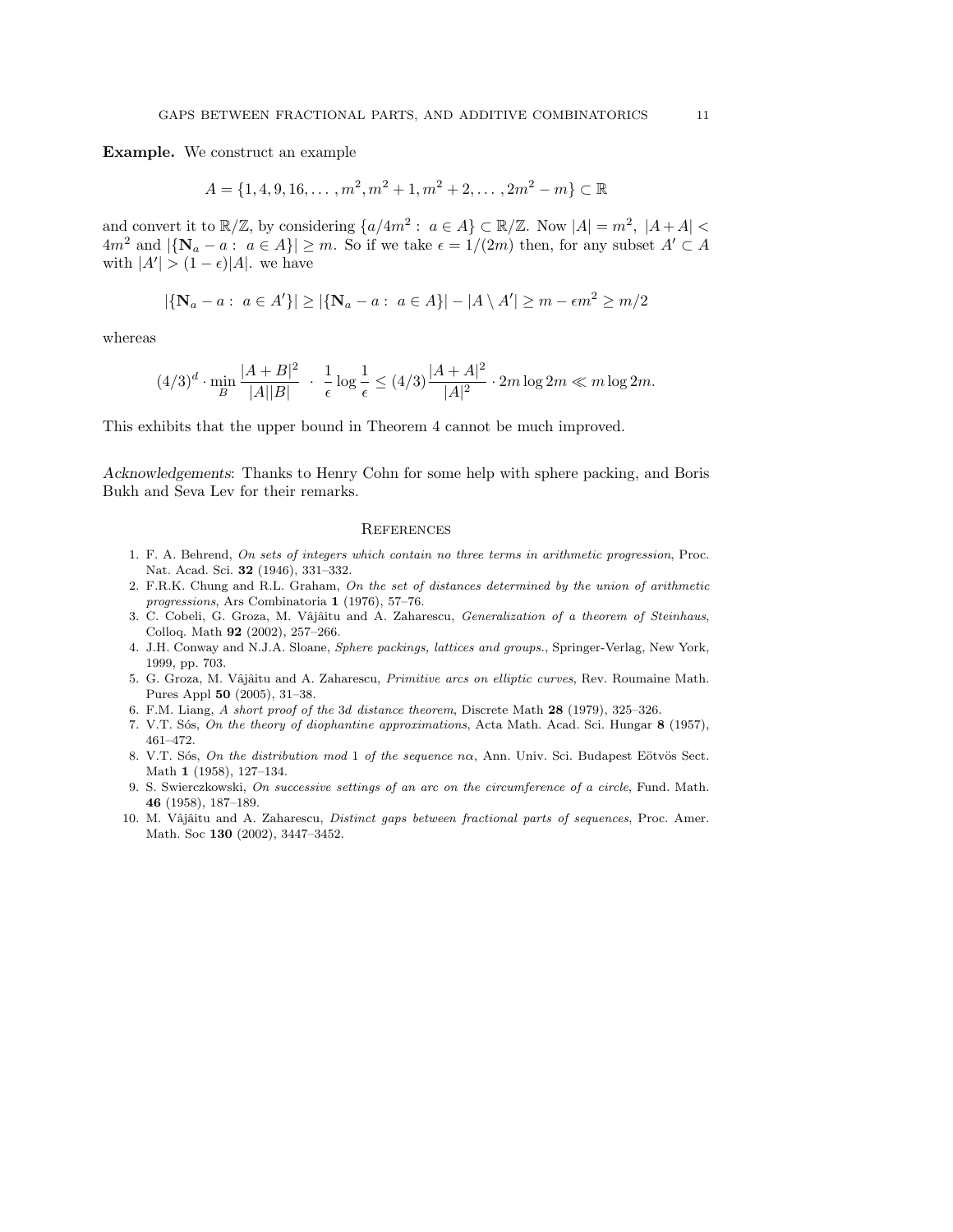**Example.** We construct an example

$$A = \{1, 4, 9, 16, \ldots, m^2, m^2+1, m^2+2, \ldots, 2m^2-m\} \subset \mathbb{R}$$

and convert it to $\mathbb{R}/\mathbb{Z}$, by considering $\{a/4m^2 : \ a \in A\} \subset \mathbb{R}/\mathbb{Z}$. Now $|A| = m^2$, $|A+A| < 4m^2$ and $|\{\mathbf{N}_a - a : \ a \in A\}| \geq m$. So if we take $\epsilon = 1/(2m)$ then, for any subset $A' \subset A$ with $|A'| > (1-\epsilon)|A|$. we have

$$|\{\mathbf{N}_a - a : \ a \in A'\}| \geq |\{\mathbf{N}_a - a : \ a \in A\}| - |A \setminus A'| \geq m - \epsilon m^2 \geq m/2$$

whereas

$$(4/3)^d \cdot \min_B \frac{|A+B|^2}{|A||B|} \ \cdot \ \frac{1}{\epsilon} \log \frac{1}{\epsilon} \leq (4/3) \frac{|A+A|^2}{|A|^2} \cdot 2m \log 2m \ll m \log 2m.$$

This exhibits that the upper bound in Theorem 4 cannot be much improved.

*Acknowledgements*: Thanks to Henry Cohn for some help with sphere packing, and Boris Bukh and Seva Lev for their remarks.

## References

1. F. A. Behrend, *On sets of integers which contain no three terms in arithmetic progression*, Proc. Nat. Acad. Sci. **32** (1946), 331–332.
2. F.R.K. Chung and R.L. Graham, *On the set of distances determined by the union of arithmetic progressions*, Ars Combinatoria **1** (1976), 57–76.
3. C. Cobeli, G. Groza, M. Vâjâitu and A. Zaharescu, *Generalization of a theorem of Steinhaus*, Colloq. Math **92** (2002), 257–266.
4. J.H. Conway and N.J.A. Sloane, *Sphere packings, lattices and groups.*, Springer-Verlag, New York, 1999, pp. 703.
5. G. Groza, M. Vâjâitu and A. Zaharescu, *Primitive arcs on elliptic curves*, Rev. Roumaine Math. Pures Appl **50** (2005), 31–38.
6. F.M. Liang, *A short proof of the* 3*d distance theorem*, Discrete Math **28** (1979), 325–326.
7. V.T. Sós, *On the theory of diophantine approximations*, Acta Math. Acad. Sci. Hungar **8** (1957), 461–472.
8. V.T. Sós, *On the distribution mod* 1 *of the sequence nα*, Ann. Univ. Sci. Budapest Eötvös Sect. Math **1** (1958), 127–134.
9. S. Swierczkowski, *On successive settings of an arc on the circumference of a circle*, Fund. Math. **46** (1958), 187–189.
10. M. Vâjâitu and A. Zaharescu, *Distinct gaps between fractional parts of sequences*, Proc. Amer. Math. Soc **130** (2002), 3447–3452.